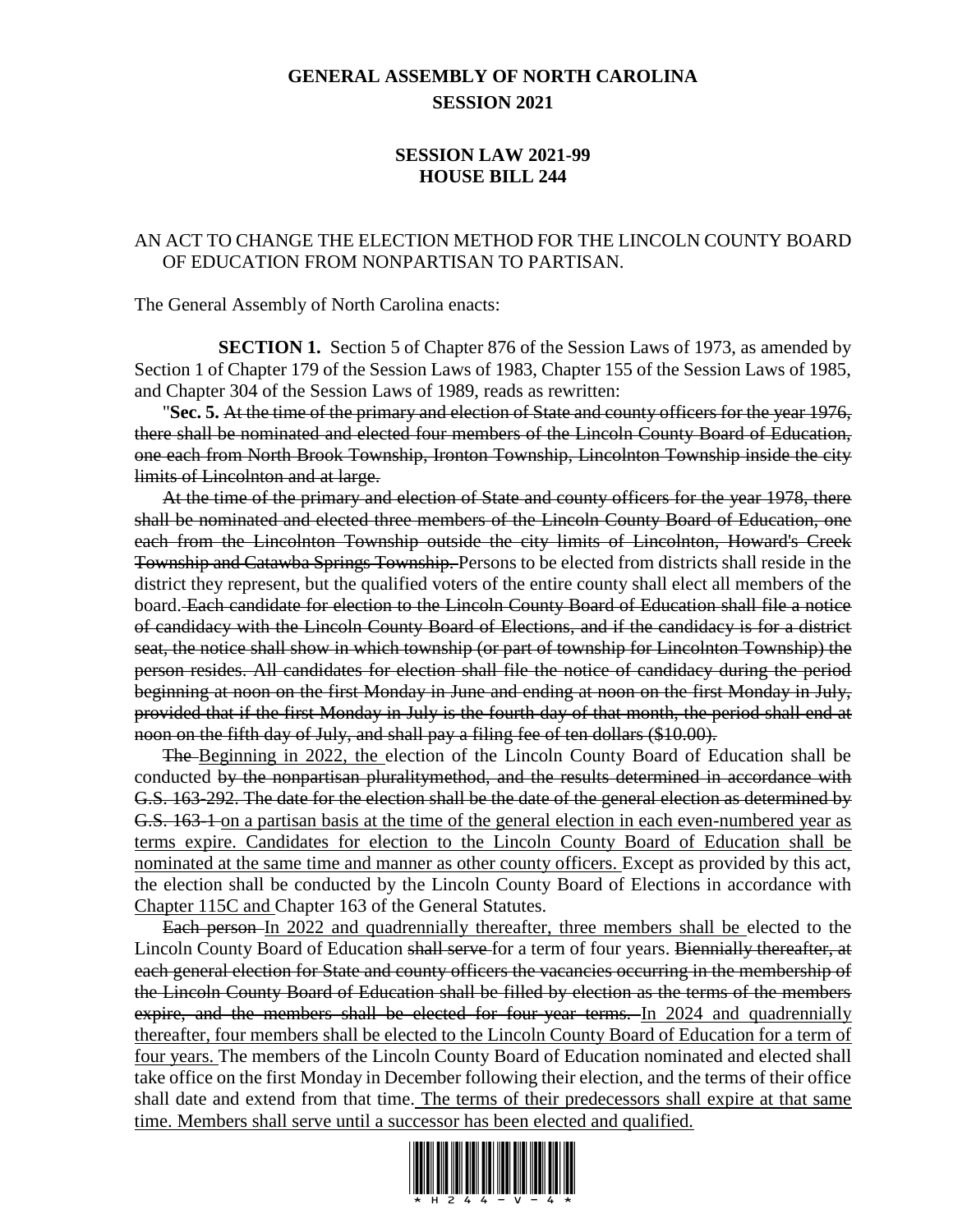# GENERAL ASSEMBLY OF NORTH CAROLINA
## SESSION 2021

### SESSION LAW 2021-99
### HOUSE BILL 244

AN ACT TO CHANGE THE ELECTION METHOD FOR THE LINCOLN COUNTY BOARD OF EDUCATION FROM NONPARTISAN TO PARTISAN.

The General Assembly of North Carolina enacts:

**SECTION 1.** Section 5 of Chapter 876 of the Session Laws of 1973, as amended by Section 1 of Chapter 179 of the Session Laws of 1983, Chapter 155 of the Session Laws of 1985, and Chapter 304 of the Session Laws of 1989, reads as rewritten:

"**Sec. 5.** ~~At the time of the primary and election of State and county officers for the year 1976, there shall be nominated and elected four members of the Lincoln County Board of Education, one each from North Brook Township, Ironton Township, Lincolnton Township inside the city limits of Lincolnton and at large.~~

~~At the time of the primary and election of State and county officers for the year 1978, there shall be nominated and elected three members of the Lincoln County Board of Education, one each from the Lincolnton Township outside the city limits of Lincolnton, Howard's Creek Township and Catawba Springs Township.~~ Persons to be elected from districts shall reside in the district they represent, but the qualified voters of the entire county shall elect all members of the board. ~~Each candidate for election to the Lincoln County Board of Education shall file a notice of candidacy with the Lincoln County Board of Elections, and if the candidacy is for a district seat, the notice shall show in which township (or part of township for Lincolnton Township) the person resides. All candidates for election shall file the notice of candidacy during the period beginning at noon on the first Monday in June and ending at noon on the first Monday in July, provided that if the first Monday in July is the fourth day of that month, the period shall end at noon on the fifth day of July, and shall pay a filing fee of ten dollars ($10.00).~~

~~The~~ <u>Beginning in 2022, the</u> election of the Lincoln County Board of Education shall be conducted ~~by the nonpartisan pluralitymethod, and the results determined in accordance with G.S. 163-292. The date for the election shall be the date of the general election as determined by G.S. 163-1~~ <u>on a partisan basis at the time of the general election in each even-numbered year as terms expire. Candidates for election to the Lincoln County Board of Education shall be nominated at the same time and manner as other county officers.</u> Except as provided by this act, the election shall be conducted by the Lincoln County Board of Elections in accordance with <u>Chapter 115C and</u> Chapter 163 of the General Statutes.

~~Each person~~ <u>In 2022 and quadrennially thereafter, three members shall be</u> elected to the Lincoln County Board of Education ~~shall serve~~ for a term of four years. ~~Biennially thereafter, at each general election for State and county officers the vacancies occurring in the membership of the Lincoln County Board of Education shall be filled by election as the terms of the members expire, and the members shall be elected for four-year terms.~~ <u>In 2024 and quadrennially thereafter, four members shall be elected to the Lincoln County Board of Education for a term of four years.</u> The members of the Lincoln County Board of Education nominated and elected shall take office on the first Monday in December following their election, and the terms of their office shall date and extend from that time.<u> The terms of their predecessors shall expire at that same time. Members shall serve until a successor has been elected and qualified.</u>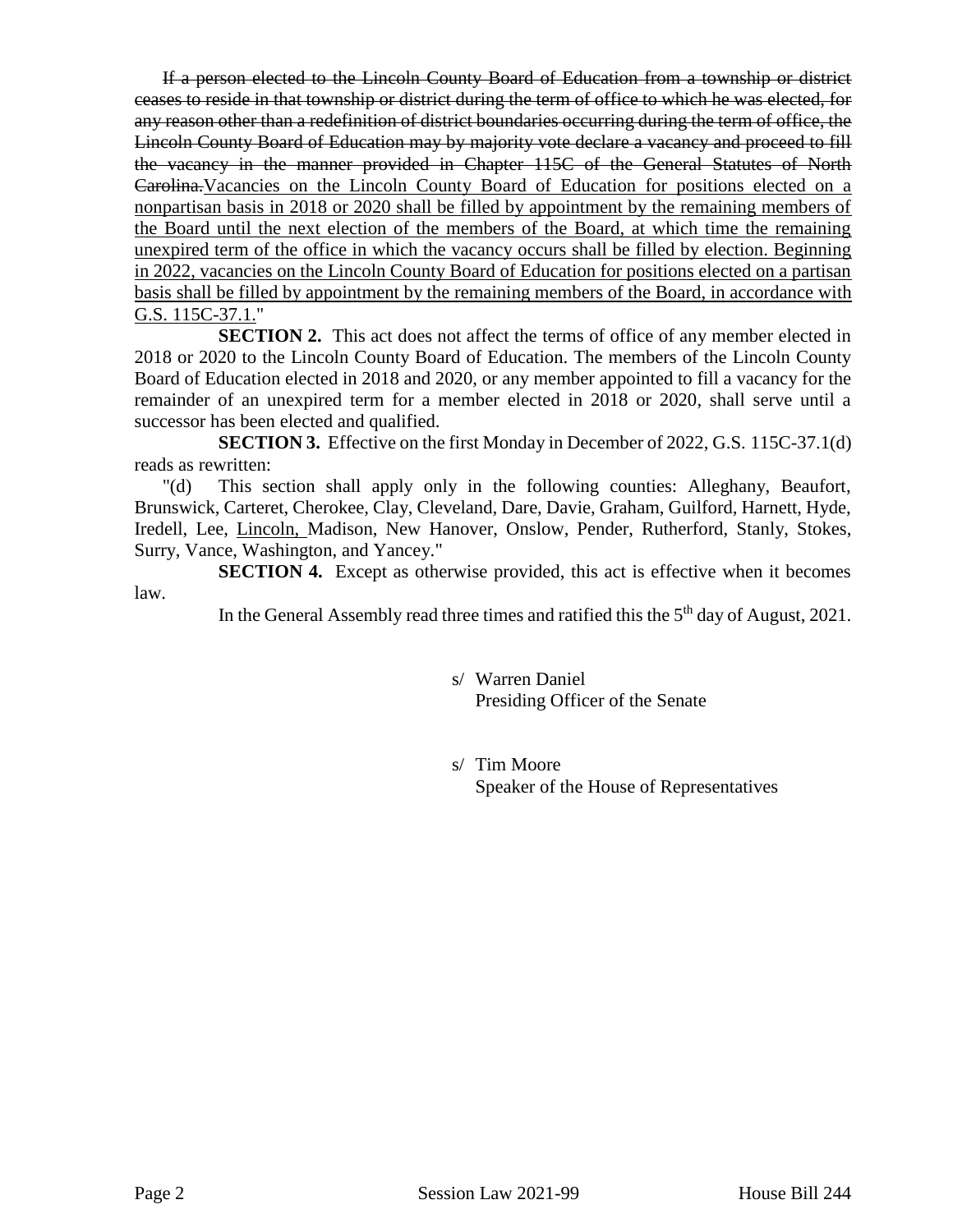~~If a person elected to the Lincoln County Board of Education from a township or district ceases to reside in that township or district during the term of office to which he was elected, for any reason other than a redefinition of district boundaries occurring during the term of office, the Lincoln County Board of Education may by majority vote declare a vacancy and proceed to fill the vacancy in the manner provided in Chapter 115C of the General Statutes of North Carolina.~~<u>Vacancies on the Lincoln County Board of Education for positions elected on a nonpartisan basis in 2018 or 2020 shall be filled by appointment by the remaining members of the Board until the next election of the members of the Board, at which time the remaining unexpired term of the office in which the vacancy occurs shall be filled by election. Beginning in 2022, vacancies on the Lincoln County Board of Education for positions elected on a partisan basis shall be filled by appointment by the remaining members of the Board, in accordance with G.S. 115C-37.1.</u>"

**SECTION 2.** This act does not affect the terms of office of any member elected in 2018 or 2020 to the Lincoln County Board of Education. The members of the Lincoln County Board of Education elected in 2018 and 2020, or any member appointed to fill a vacancy for the remainder of an unexpired term for a member elected in 2018 or 2020, shall serve until a successor has been elected and qualified.

**SECTION 3.** Effective on the first Monday in December of 2022, G.S. 115C-37.1(d) reads as rewritten:

"(d) This section shall apply only in the following counties: Alleghany, Beaufort, Brunswick, Carteret, Cherokee, Clay, Cleveland, Dare, Davie, Graham, Guilford, Harnett, Hyde, Iredell, Lee, <u>Lincoln,</u> Madison, New Hanover, Onslow, Pender, Rutherford, Stanly, Stokes, Surry, Vance, Washington, and Yancey."

**SECTION 4.** Except as otherwise provided, this act is effective when it becomes law.

In the General Assembly read three times and ratified this the 5th day of August, 2021.

s/ Warren Daniel
Presiding Officer of the Senate

s/ Tim Moore
Speaker of the House of Representatives